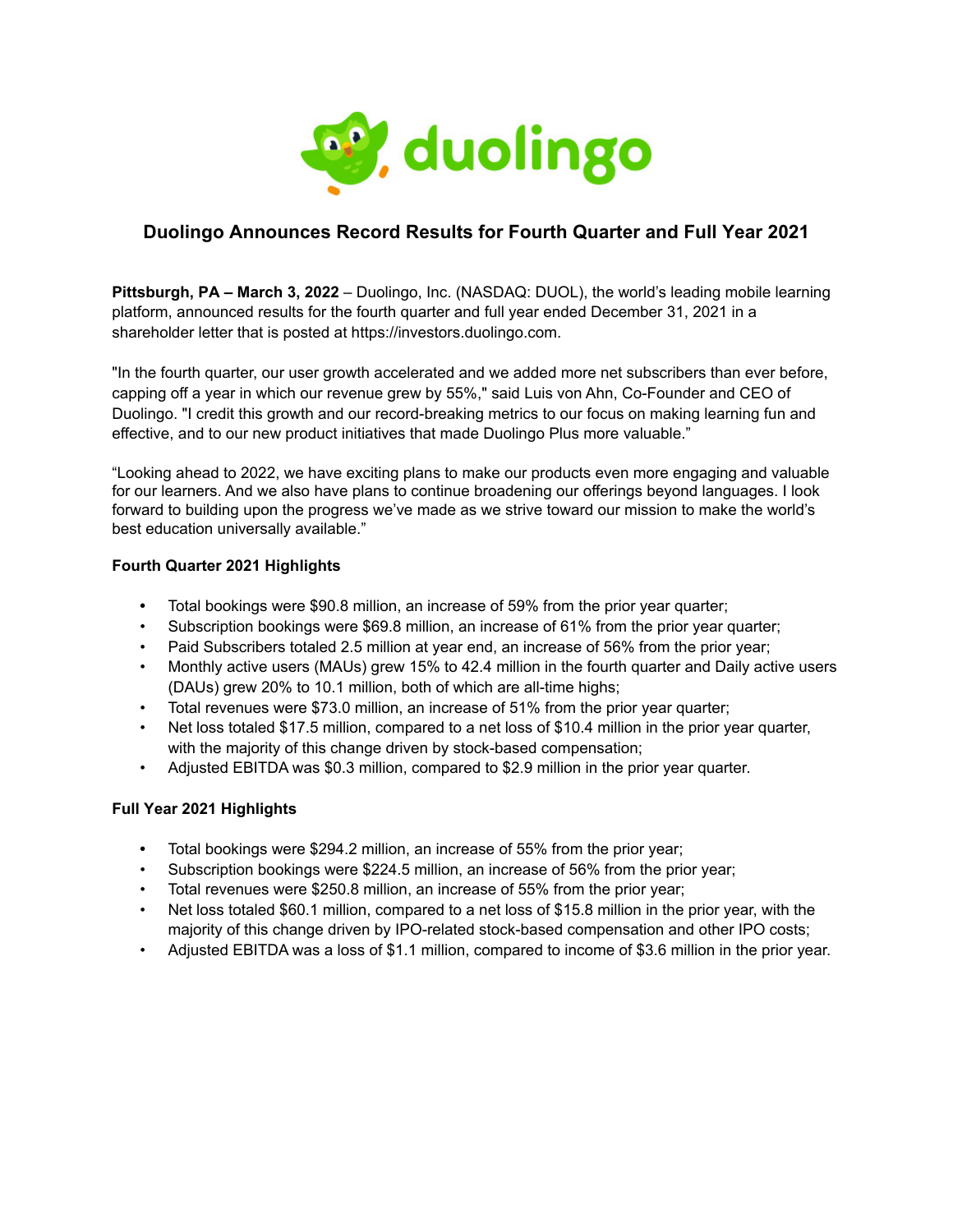# Duolingo Announces Record Results for Fourth Quarter and Full Year 2021

**Pittsburgh, PA – March 3, 2022** – Duolingo, Inc. (NASDAQ: DUOL), the world's leading mobile learning platform, announced results for the fourth quarter and full year ended December 31, 2021 in a shareholder letter that is posted at https://investors.duolingo.com.

"In the fourth quarter, our user growth accelerated and we added more net subscribers than ever before, capping off a year in which our revenue grew by 55%," said Luis von Ahn, Co-Founder and CEO of Duolingo. "I credit this growth and our record-breaking metrics to our focus on making learning fun and effective, and to our new product initiatives that made Duolingo Plus more valuable."

"Looking ahead to 2022, we have exciting plans to make our products even more engaging and valuable for our learners. And we also have plans to continue broadening our offerings beyond languages. I look forward to building upon the progress we've made as we strive toward our mission to make the world's best education universally available."

### Fourth Quarter 2021 Highlights

- Total bookings were $90.8 million, an increase of 59% from the prior year quarter;
- Subscription bookings were $69.8 million, an increase of 61% from the prior year quarter;
- Paid Subscribers totaled 2.5 million at year end, an increase of 56% from the prior year;
- Monthly active users (MAUs) grew 15% to 42.4 million in the fourth quarter and Daily active users (DAUs) grew 20% to 10.1 million, both of which are all-time highs;
- Total revenues were $73.0 million, an increase of 51% from the prior year quarter;
- Net loss totaled $17.5 million, compared to a net loss of $10.4 million in the prior year quarter, with the majority of this change driven by stock-based compensation;
- Adjusted EBITDA was $0.3 million, compared to $2.9 million in the prior year quarter.

### Full Year 2021 Highlights

- Total bookings were $294.2 million, an increase of 55% from the prior year;
- Subscription bookings were $224.5 million, an increase of 56% from the prior year;
- Total revenues were $250.8 million, an increase of 55% from the prior year;
- Net loss totaled $60.1 million, compared to a net loss of $15.8 million in the prior year, with the majority of this change driven by IPO-related stock-based compensation and other IPO costs;
- Adjusted EBITDA was a loss of $1.1 million, compared to income of $3.6 million in the prior year.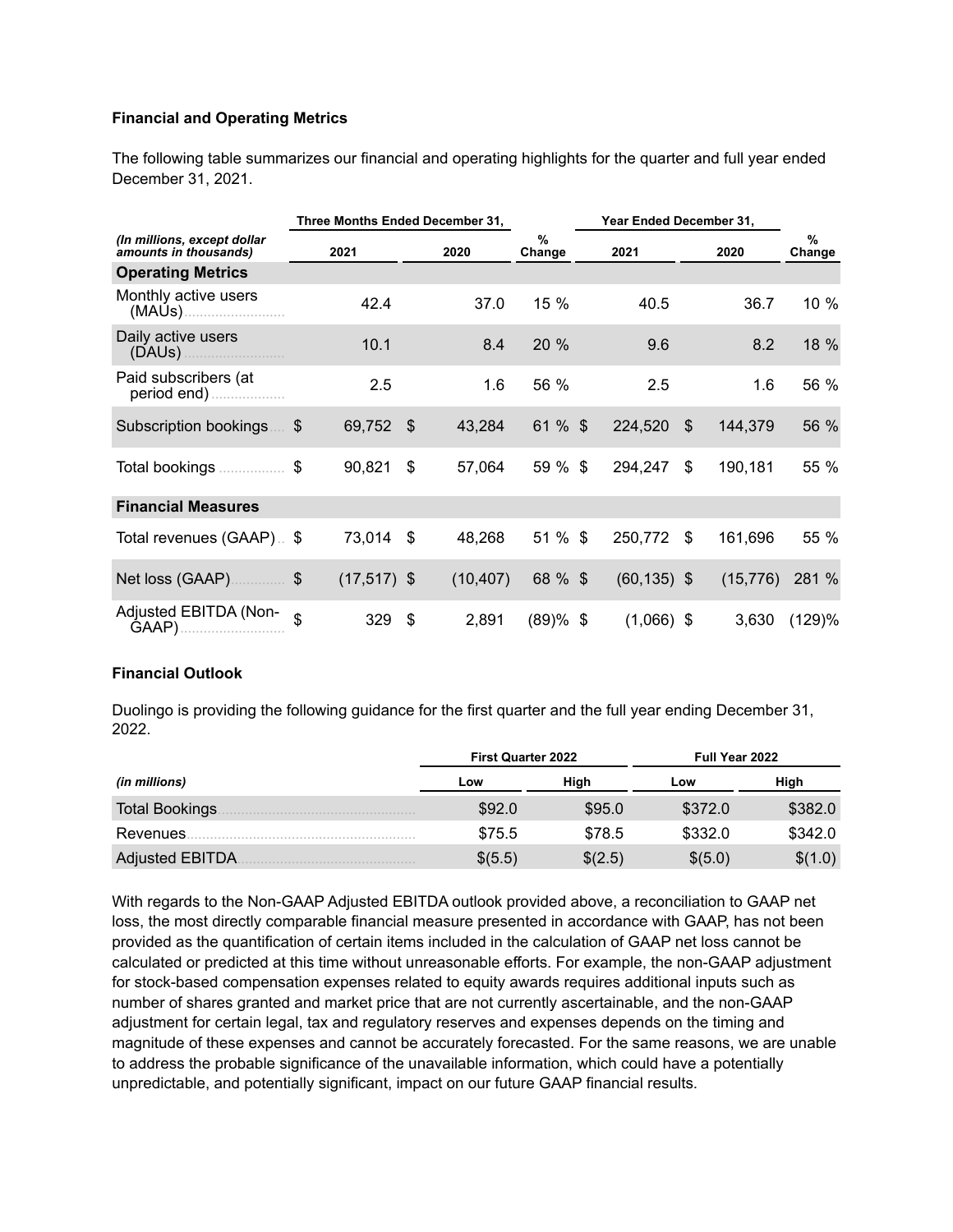**Financial and Operating Metrics**

The following table summarizes our financial and operating highlights for the quarter and full year ended December 31, 2021.

| *(In millions, except dollar amounts in thousands)* | Three Months Ended December 31, 2021 | Three Months Ended December 31, 2020 | % Change | Year Ended December 31, 2021 | Year Ended December 31, 2020 | % Change |
|---|---|---|---|---|---|---|
| **Operating Metrics** | | | | | | |
| Monthly active users (MAUs) | 42.4 | 37.0 | 15 % | 40.5 | 36.7 | 10 % |
| Daily active users (DAUs) | 10.1 | 8.4 | 20 % | 9.6 | 8.2 | 18 % |
| Paid subscribers (at period end) | 2.5 | 1.6 | 56 % | 2.5 | 1.6 | 56 % |
| Subscription bookings | $ 69,752 | $ 43,284 | 61 % | $ 224,520 | $ 144,379 | 56 % |
| Total bookings | $ 90,821 | $ 57,064 | 59 % | $ 294,247 | $ 190,181 | 55 % |
| **Financial Measures** | | | | | | |
| Total revenues (GAAP) | $ 73,014 | $ 48,268 | 51 % | $ 250,772 | $ 161,696 | 55 % |
| Net loss (GAAP) | $ (17,517) | $ (10,407) | 68 % | $ (60,135) | $ (15,776) | 281 % |
| Adjusted EBITDA (Non-GAAP) | $ 329 | $ 2,891 | (89)% | $ (1,066) | $ 3,630 | (129)% |

**Financial Outlook**

Duolingo is providing the following guidance for the first quarter and the full year ending December 31, 2022.

| *(in millions)* | First Quarter 2022 Low | First Quarter 2022 High | Full Year 2022 Low | Full Year 2022 High |
|---|---|---|---|---|
| Total Bookings | $92.0 | $95.0 | $372.0 | $382.0 |
| Revenues | $75.5 | $78.5 | $332.0 | $342.0 |
| Adjusted EBITDA | $(5.5) | $(2.5) | $(5.0) | $(1.0) |

With regards to the Non-GAAP Adjusted EBITDA outlook provided above, a reconciliation to GAAP net loss, the most directly comparable financial measure presented in accordance with GAAP, has not been provided as the quantification of certain items included in the calculation of GAAP net loss cannot be calculated or predicted at this time without unreasonable efforts. For example, the non-GAAP adjustment for stock-based compensation expenses related to equity awards requires additional inputs such as number of shares granted and market price that are not currently ascertainable, and the non-GAAP adjustment for certain legal, tax and regulatory reserves and expenses depends on the timing and magnitude of these expenses and cannot be accurately forecasted. For the same reasons, we are unable to address the probable significance of the unavailable information, which could have a potentially unpredictable, and potentially significant, impact on our future GAAP financial results.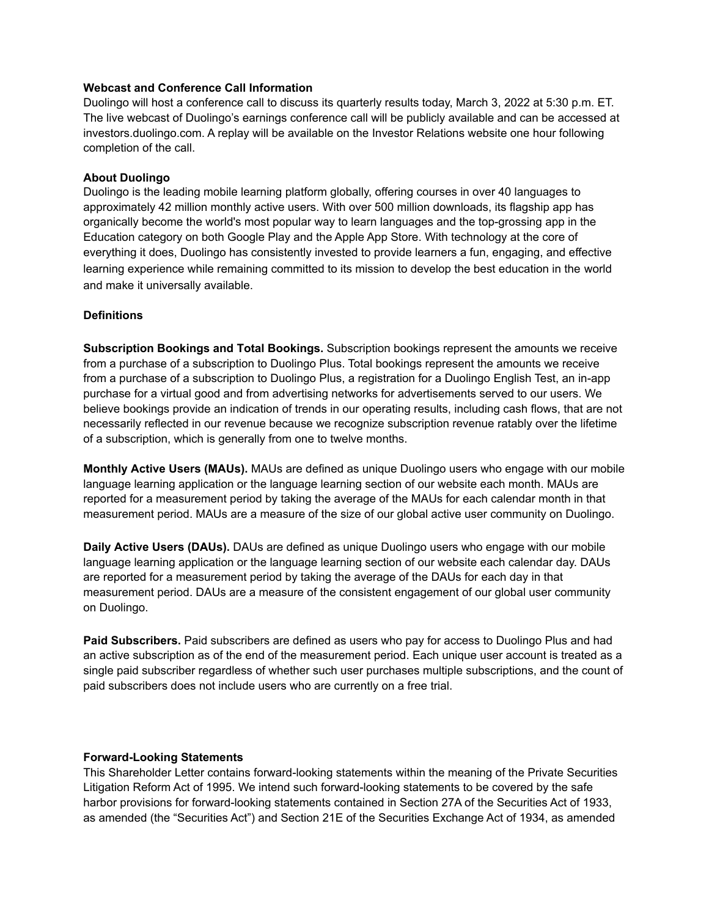**Webcast and Conference Call Information**

Duolingo will host a conference call to discuss its quarterly results today, March 3, 2022 at 5:30 p.m. ET. The live webcast of Duolingo's earnings conference call will be publicly available and can be accessed at investors.duolingo.com. A replay will be available on the Investor Relations website one hour following completion of the call.

**About Duolingo**

Duolingo is the leading mobile learning platform globally, offering courses in over 40 languages to approximately 42 million monthly active users. With over 500 million downloads, its flagship app has organically become the world's most popular way to learn languages and the top-grossing app in the Education category on both Google Play and the Apple App Store. With technology at the core of everything it does, Duolingo has consistently invested to provide learners a fun, engaging, and effective learning experience while remaining committed to its mission to develop the best education in the world and make it universally available.

**Definitions**

**Subscription Bookings and Total Bookings.** Subscription bookings represent the amounts we receive from a purchase of a subscription to Duolingo Plus. Total bookings represent the amounts we receive from a purchase of a subscription to Duolingo Plus, a registration for a Duolingo English Test, an in-app purchase for a virtual good and from advertising networks for advertisements served to our users. We believe bookings provide an indication of trends in our operating results, including cash flows, that are not necessarily reflected in our revenue because we recognize subscription revenue ratably over the lifetime of a subscription, which is generally from one to twelve months.

**Monthly Active Users (MAUs).** MAUs are defined as unique Duolingo users who engage with our mobile language learning application or the language learning section of our website each month. MAUs are reported for a measurement period by taking the average of the MAUs for each calendar month in that measurement period. MAUs are a measure of the size of our global active user community on Duolingo.

**Daily Active Users (DAUs).** DAUs are defined as unique Duolingo users who engage with our mobile language learning application or the language learning section of our website each calendar day. DAUs are reported for a measurement period by taking the average of the DAUs for each day in that measurement period. DAUs are a measure of the consistent engagement of our global user community on Duolingo.

**Paid Subscribers.** Paid subscribers are defined as users who pay for access to Duolingo Plus and had an active subscription as of the end of the measurement period. Each unique user account is treated as a single paid subscriber regardless of whether such user purchases multiple subscriptions, and the count of paid subscribers does not include users who are currently on a free trial.

**Forward-Looking Statements**

This Shareholder Letter contains forward-looking statements within the meaning of the Private Securities Litigation Reform Act of 1995. We intend such forward-looking statements to be covered by the safe harbor provisions for forward-looking statements contained in Section 27A of the Securities Act of 1933, as amended (the "Securities Act") and Section 21E of the Securities Exchange Act of 1934, as amended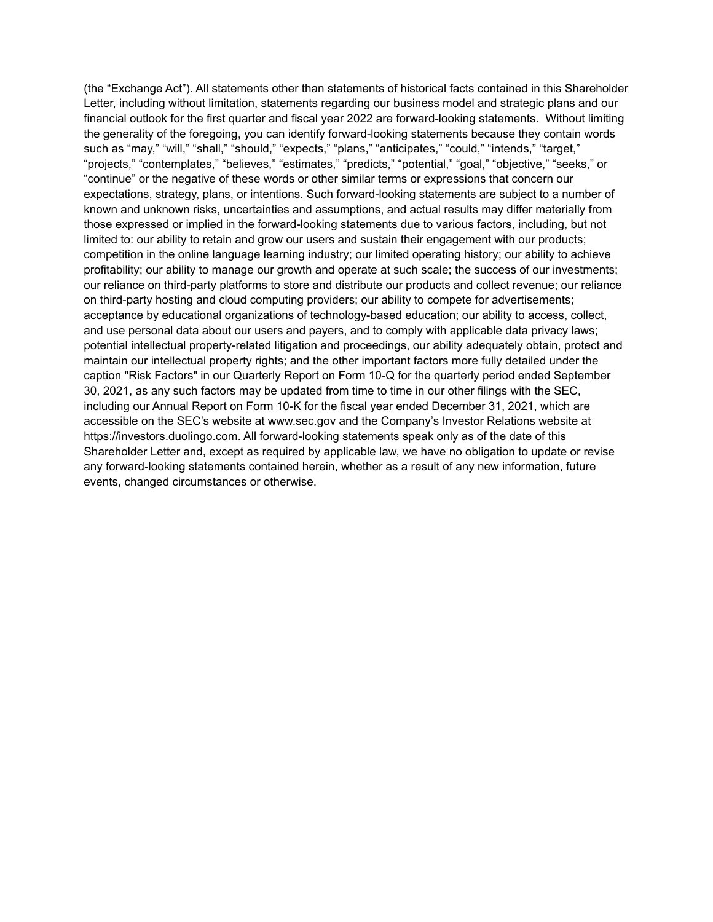(the “Exchange Act”). All statements other than statements of historical facts contained in this Shareholder Letter, including without limitation, statements regarding our business model and strategic plans and our financial outlook for the first quarter and fiscal year 2022 are forward-looking statements. Without limiting the generality of the foregoing, you can identify forward-looking statements because they contain words such as “may,” “will,” “shall,” “should,” “expects,” “plans,” “anticipates,” “could,” “intends,” “target,” “projects,” “contemplates,” “believes,” “estimates,” “predicts,” “potential,” “goal,” “objective,” “seeks,” or “continue” or the negative of these words or other similar terms or expressions that concern our expectations, strategy, plans, or intentions. Such forward-looking statements are subject to a number of known and unknown risks, uncertainties and assumptions, and actual results may differ materially from those expressed or implied in the forward-looking statements due to various factors, including, but not limited to: our ability to retain and grow our users and sustain their engagement with our products; competition in the online language learning industry; our limited operating history; our ability to achieve profitability; our ability to manage our growth and operate at such scale; the success of our investments; our reliance on third-party platforms to store and distribute our products and collect revenue; our reliance on third-party hosting and cloud computing providers; our ability to compete for advertisements; acceptance by educational organizations of technology-based education; our ability to access, collect, and use personal data about our users and payers, and to comply with applicable data privacy laws; potential intellectual property-related litigation and proceedings, our ability adequately obtain, protect and maintain our intellectual property rights; and the other important factors more fully detailed under the caption "Risk Factors" in our Quarterly Report on Form 10-Q for the quarterly period ended September 30, 2021, as any such factors may be updated from time to time in our other filings with the SEC, including our Annual Report on Form 10-K for the fiscal year ended December 31, 2021, which are accessible on the SEC’s website at www.sec.gov and the Company’s Investor Relations website at https://investors.duolingo.com. All forward-looking statements speak only as of the date of this Shareholder Letter and, except as required by applicable law, we have no obligation to update or revise any forward-looking statements contained herein, whether as a result of any new information, future events, changed circumstances or otherwise.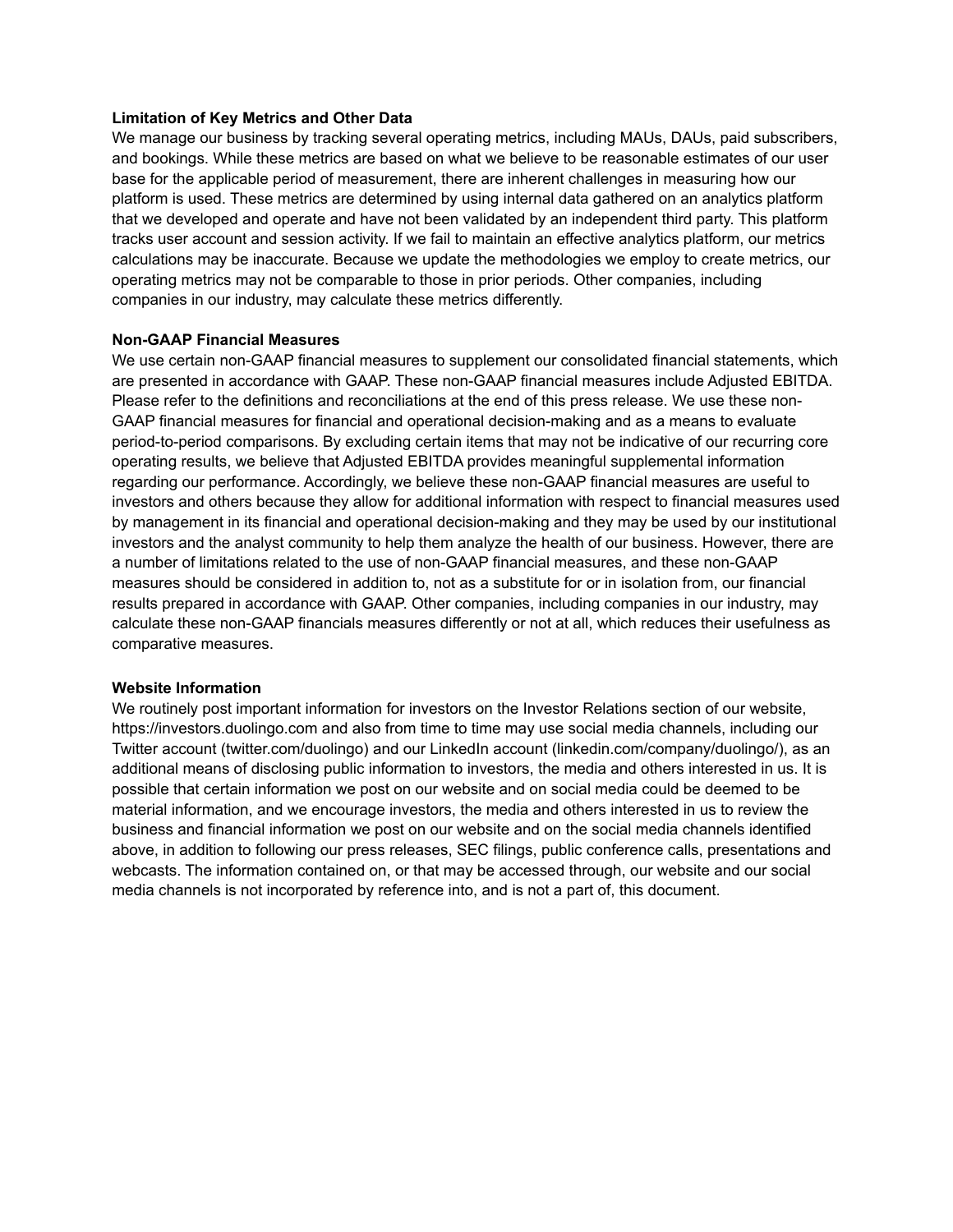**Limitation of Key Metrics and Other Data**

We manage our business by tracking several operating metrics, including MAUs, DAUs, paid subscribers, and bookings. While these metrics are based on what we believe to be reasonable estimates of our user base for the applicable period of measurement, there are inherent challenges in measuring how our platform is used. These metrics are determined by using internal data gathered on an analytics platform that we developed and operate and have not been validated by an independent third party. This platform tracks user account and session activity. If we fail to maintain an effective analytics platform, our metrics calculations may be inaccurate. Because we update the methodologies we employ to create metrics, our operating metrics may not be comparable to those in prior periods. Other companies, including companies in our industry, may calculate these metrics differently.

**Non-GAAP Financial Measures**

We use certain non-GAAP financial measures to supplement our consolidated financial statements, which are presented in accordance with GAAP. These non-GAAP financial measures include Adjusted EBITDA. Please refer to the definitions and reconciliations at the end of this press release. We use these non-GAAP financial measures for financial and operational decision-making and as a means to evaluate period-to-period comparisons. By excluding certain items that may not be indicative of our recurring core operating results, we believe that Adjusted EBITDA provides meaningful supplemental information regarding our performance. Accordingly, we believe these non-GAAP financial measures are useful to investors and others because they allow for additional information with respect to financial measures used by management in its financial and operational decision-making and they may be used by our institutional investors and the analyst community to help them analyze the health of our business. However, there are a number of limitations related to the use of non-GAAP financial measures, and these non-GAAP measures should be considered in addition to, not as a substitute for or in isolation from, our financial results prepared in accordance with GAAP. Other companies, including companies in our industry, may calculate these non-GAAP financials measures differently or not at all, which reduces their usefulness as comparative measures.

**Website Information**

We routinely post important information for investors on the Investor Relations section of our website, https://investors.duolingo.com and also from time to time may use social media channels, including our Twitter account (twitter.com/duolingo) and our LinkedIn account (linkedin.com/company/duolingo/), as an additional means of disclosing public information to investors, the media and others interested in us. It is possible that certain information we post on our website and on social media could be deemed to be material information, and we encourage investors, the media and others interested in us to review the business and financial information we post on our website and on the social media channels identified above, in addition to following our press releases, SEC filings, public conference calls, presentations and webcasts. The information contained on, or that may be accessed through, our website and our social media channels is not incorporated by reference into, and is not a part of, this document.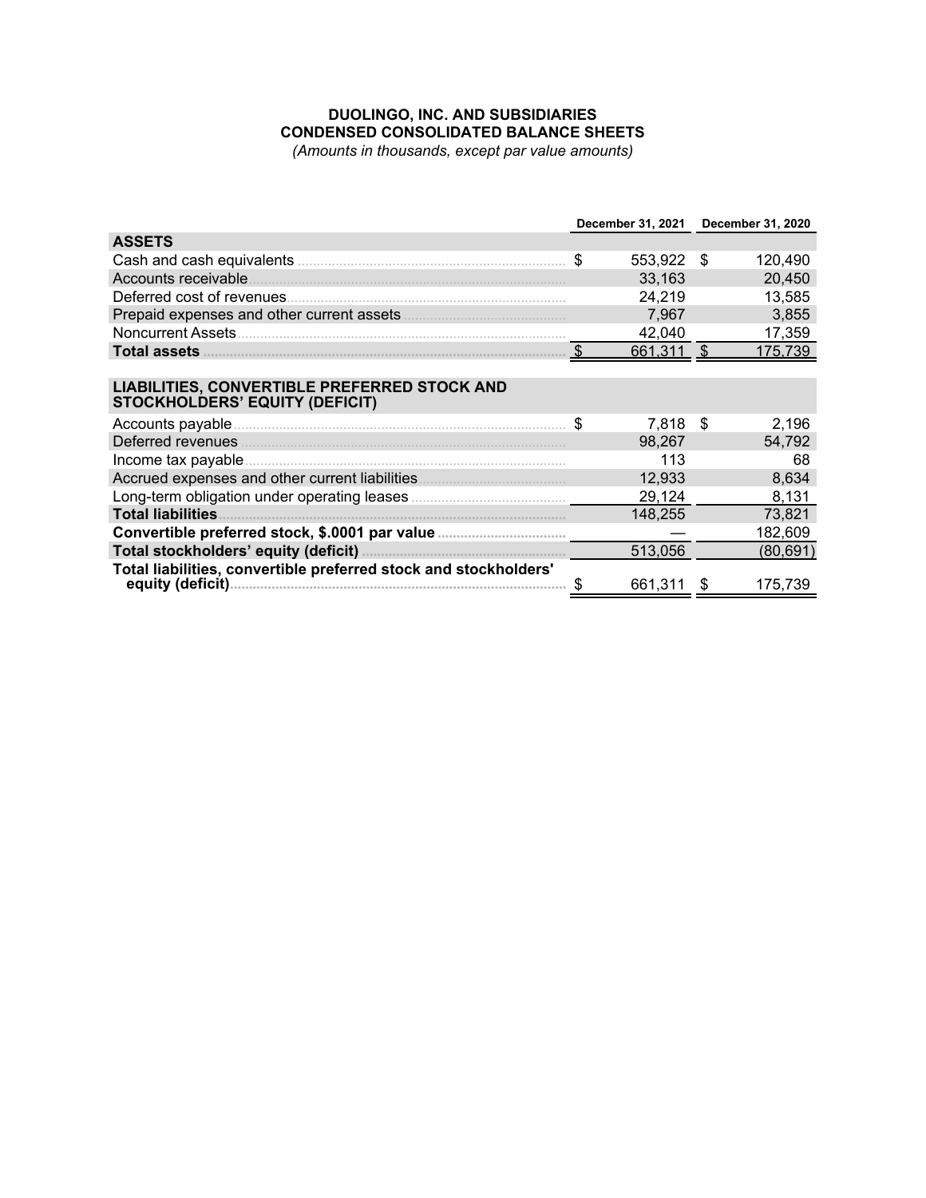# DUOLINGO, INC. AND SUBSIDIARIES
## CONDENSED CONSOLIDATED BALANCE SHEETS
*(Amounts in thousands, except par value amounts)*

| | December 31, 2021 | December 31, 2020 |
|---|---|---|
| **ASSETS** | | |
| Cash and cash equivalents | $ 553,922 | $ 120,490 |
| Accounts receivable | 33,163 | 20,450 |
| Deferred cost of revenues | 24,219 | 13,585 |
| Prepaid expenses and other current assets | 7,967 | 3,855 |
| Noncurrent Assets | 42,040 | 17,359 |
| **Total assets** | $ 661,311 | $ 175,739 |
| **LIABILITIES, CONVERTIBLE PREFERRED STOCK AND STOCKHOLDERS' EQUITY (DEFICIT)** | | |
| Accounts payable | $ 7,818 | $ 2,196 |
| Deferred revenues | 98,267 | 54,792 |
| Income tax payable | 113 | 68 |
| Accrued expenses and other current liabilities | 12,933 | 8,634 |
| Long-term obligation under operating leases | 29,124 | 8,131 |
| **Total liabilities** | 148,255 | 73,821 |
| **Convertible preferred stock, $.0001 par value** | — | 182,609 |
| **Total stockholders' equity (deficit)** | 513,056 | (80,691) |
| **Total liabilities, convertible preferred stock and stockholders' equity (deficit)** | $ 661,311 | $ 175,739 |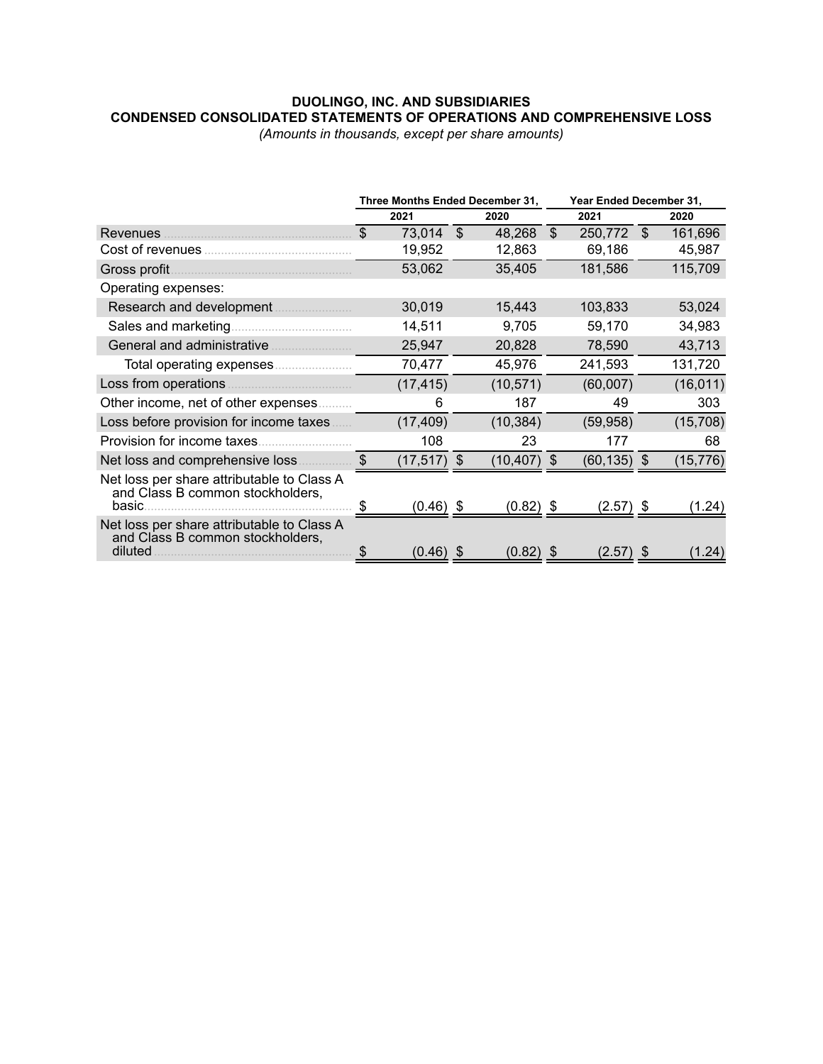**DUOLINGO, INC. AND SUBSIDIARIES**
**CONDENSED CONSOLIDATED STATEMENTS OF OPERATIONS AND COMPREHENSIVE LOSS**
*(Amounts in thousands, except per share amounts)*

| | Three Months Ended December 31, | | Year Ended December 31, | |
|---|---|---|---|---|
| | 2021 | 2020 | 2021 | 2020 |
| Revenues | $ 73,014 | $ 48,268 | $ 250,772 | $ 161,696 |
| Cost of revenues | 19,952 | 12,863 | 69,186 | 45,987 |
| Gross profit | 53,062 | 35,405 | 181,586 | 115,709 |
| Operating expenses: | | | | |
| Research and development | 30,019 | 15,443 | 103,833 | 53,024 |
| Sales and marketing | 14,511 | 9,705 | 59,170 | 34,983 |
| General and administrative | 25,947 | 20,828 | 78,590 | 43,713 |
| Total operating expenses | 70,477 | 45,976 | 241,593 | 131,720 |
| Loss from operations | (17,415) | (10,571) | (60,007) | (16,011) |
| Other income, net of other expenses | 6 | 187 | 49 | 303 |
| Loss before provision for income taxes | (17,409) | (10,384) | (59,958) | (15,708) |
| Provision for income taxes | 108 | 23 | 177 | 68 |
| Net loss and comprehensive loss | $ (17,517) | $ (10,407) | $ (60,135) | $ (15,776) |
| Net loss per share attributable to Class A and Class B common stockholders, basic | $ (0.46) | $ (0.82) | $ (2.57) | $ (1.24) |
| Net loss per share attributable to Class A and Class B common stockholders, diluted | $ (0.46) | $ (0.82) | $ (2.57) | $ (1.24) |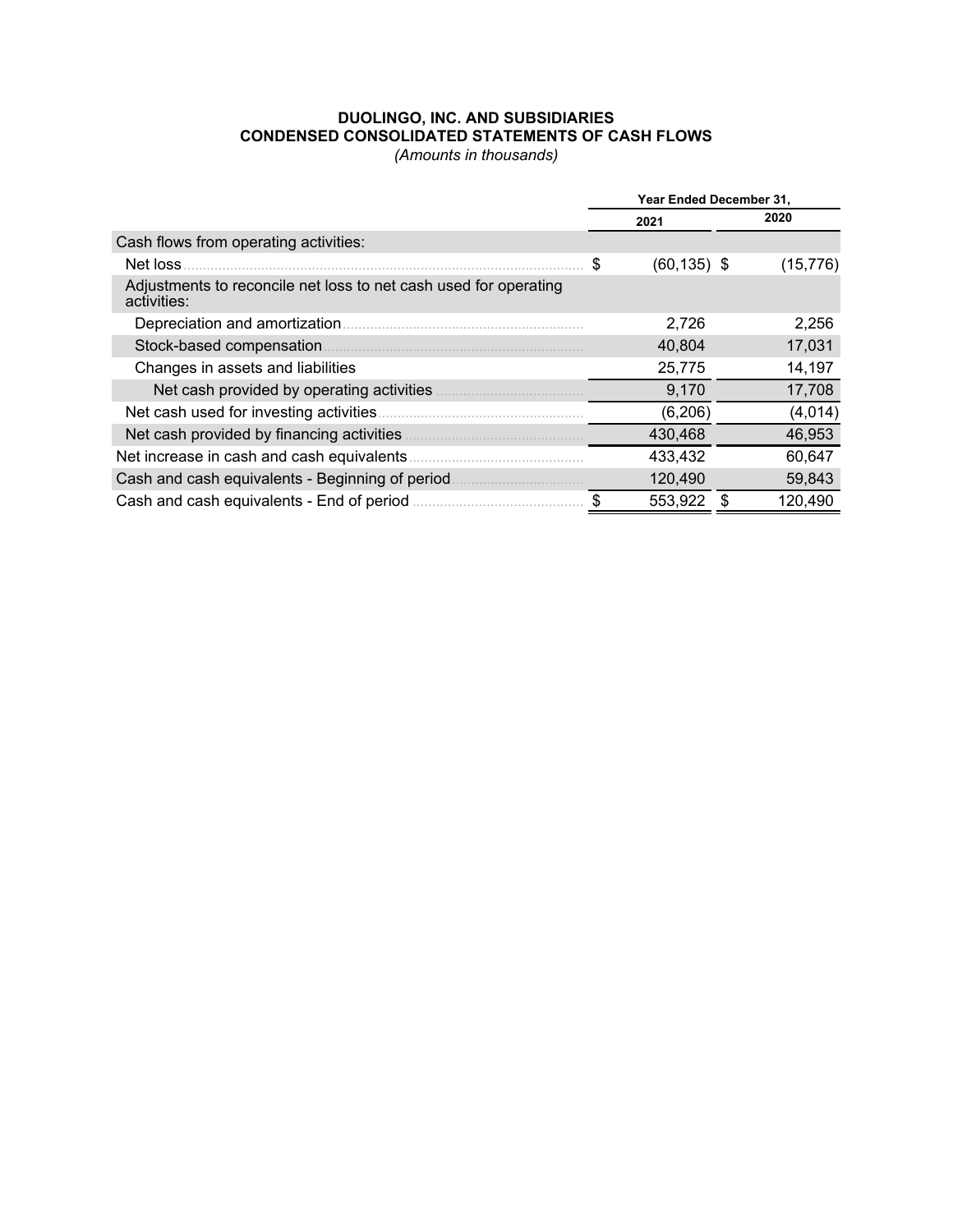**DUOLINGO, INC. AND SUBSIDIARIES**
**CONDENSED CONSOLIDATED STATEMENTS OF CASH FLOWS**
*(Amounts in thousands)*

| | Year Ended December 31, | |
|---|---|---|
| | 2021 | 2020 |
| Cash flows from operating activities: | | |
| Net loss | $ (60,135) | $ (15,776) |
| Adjustments to reconcile net loss to net cash used for operating activities: | | |
| Depreciation and amortization | 2,726 | 2,256 |
| Stock-based compensation | 40,804 | 17,031 |
| Changes in assets and liabilities | 25,775 | 14,197 |
| Net cash provided by operating activities | 9,170 | 17,708 |
| Net cash used for investing activities | (6,206) | (4,014) |
| Net cash provided by financing activities | 430,468 | 46,953 |
| Net increase in cash and cash equivalents | 433,432 | 60,647 |
| Cash and cash equivalents - Beginning of period | 120,490 | 59,843 |
| Cash and cash equivalents - End of period | $ 553,922 | $ 120,490 |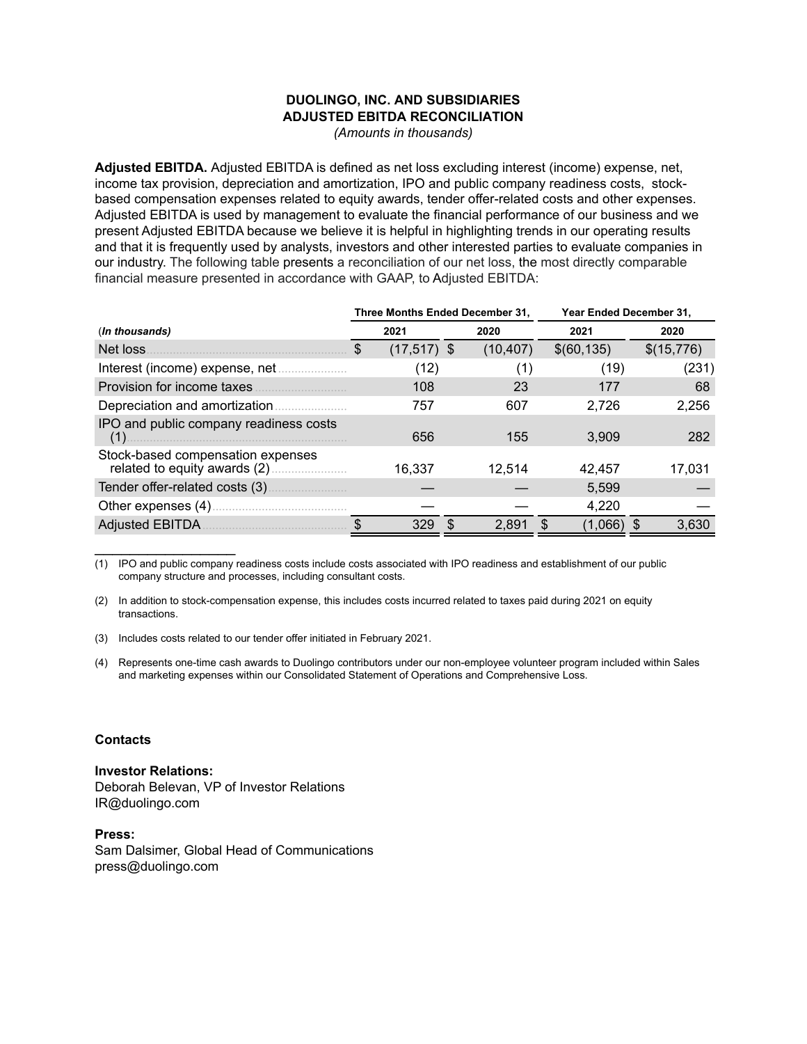**DUOLINGO, INC. AND SUBSIDIARIES**
**ADJUSTED EBITDA RECONCILIATION**
*(Amounts in thousands)*

**Adjusted EBITDA.** Adjusted EBITDA is defined as net loss excluding interest (income) expense, net, income tax provision, depreciation and amortization, IPO and public company readiness costs, stock-based compensation expenses related to equity awards, tender offer-related costs and other expenses. Adjusted EBITDA is used by management to evaluate the financial performance of our business and we present Adjusted EBITDA because we believe it is helpful in highlighting trends in our operating results and that it is frequently used by analysts, investors and other interested parties to evaluate companies in our industry. The following table presents a reconciliation of our net loss, the most directly comparable financial measure presented in accordance with GAAP, to Adjusted EBITDA:

| | Three Months Ended December 31, | | Year Ended December 31, | |
|---|---|---|---|---|
| (*In thousands*) | 2021 | 2020 | 2021 | 2020 |
| Net loss | $ (17,517) | $ (10,407) | $(60,135) | $(15,776) |
| Interest (income) expense, net | (12) | (1) | (19) | (231) |
| Provision for income taxes | 108 | 23 | 177 | 68 |
| Depreciation and amortization | 757 | 607 | 2,726 | 2,256 |
| IPO and public company readiness costs (1) | 656 | 155 | 3,909 | 282 |
| Stock-based compensation expenses related to equity awards (2) | 16,337 | 12,514 | 42,457 | 17,031 |
| Tender offer-related costs (3) | — | — | 5,599 | — |
| Other expenses (4) | — | — | 4,220 | — |
| Adjusted EBITDA | $ 329 | $ 2,891 | $ (1,066) | $ 3,630 |

(1) IPO and public company readiness costs include costs associated with IPO readiness and establishment of our public company structure and processes, including consultant costs.

(2) In addition to stock-compensation expense, this includes costs incurred related to taxes paid during 2021 on equity transactions.

(3) Includes costs related to our tender offer initiated in February 2021.

(4) Represents one-time cash awards to Duolingo contributors under our non-employee volunteer program included within Sales and marketing expenses within our Consolidated Statement of Operations and Comprehensive Loss.

**Contacts**

**Investor Relations:**
Deborah Belevan, VP of Investor Relations
IR@duolingo.com

**Press:**
Sam Dalsimer, Global Head of Communications
press@duolingo.com